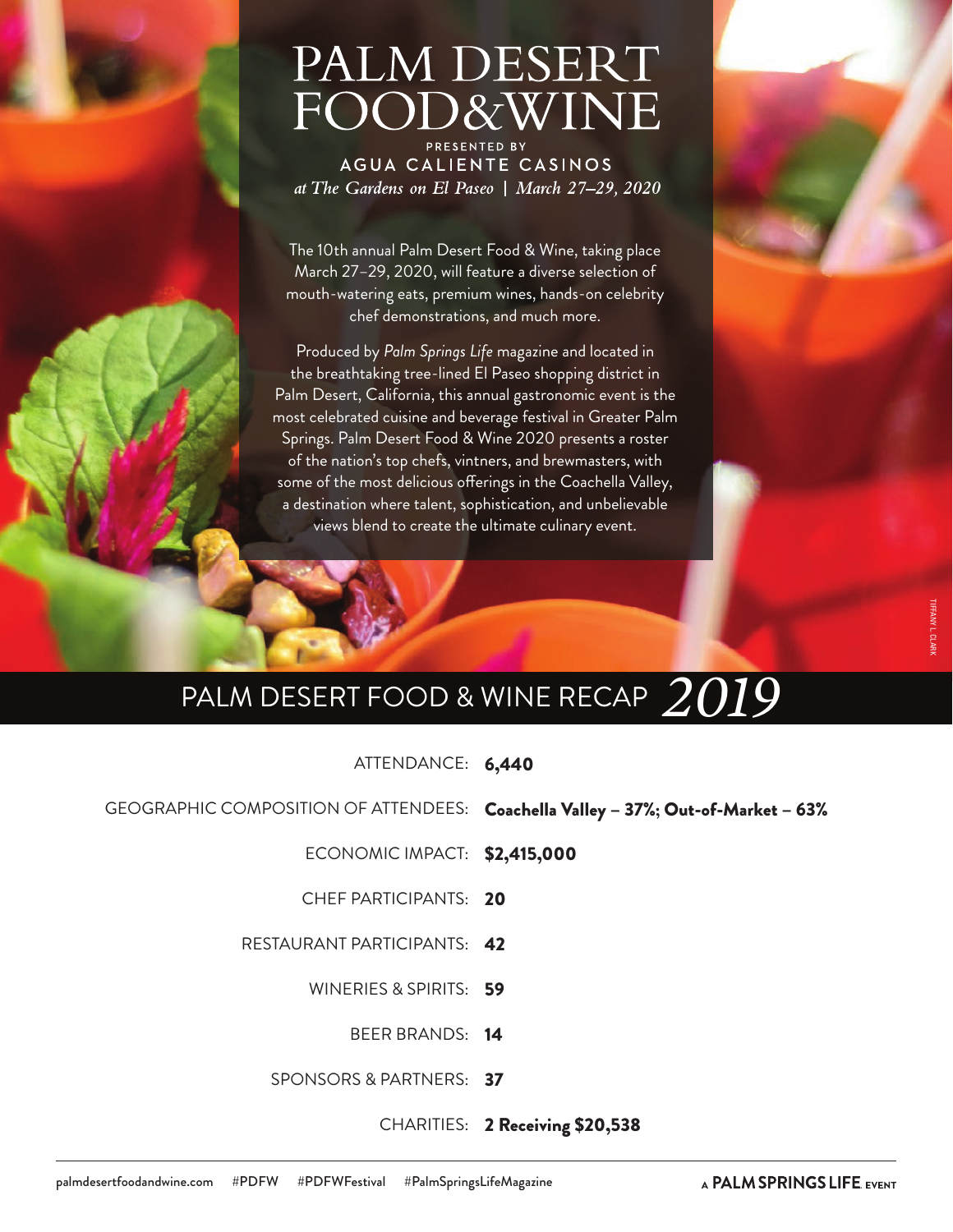# PALM DESERT FOOD&WINE

PRESENTED BY

**AGUA CALIENTE CASINOS**

*at The Gardens on El Paseo | March 27–29, 2020*

The 10th annual Palm Desert Food & Wine, taking place March 27–29, 2020, will feature a diverse selection of mouth-watering eats, premium wines, hands-on celebrity chef demonstrations, and much more.

Produced by *Palm Springs Life* magazine and located in the breathtaking tree-lined El Paseo shopping district in Palm Desert, California, this annual gastronomic event is the most celebrated cuisine and beverage festival in Greater Palm Springs. Palm Desert Food & Wine 2020 presents a roster of the nation's top chefs, vintners, and brewmasters, with some of the most delicious offerings in the Coachella Valley, a destination where talent, sophistication, and unbelievable views blend to create the ultimate culinary event.

TIFFANY L. CLARK

## PALM DESERT FOOD & WINE RECAP *2019*

ATTENDANCE: **6,440**

GEOGRAPHIC COMPOSITION OF ATTENDEES: **Coachella Valley – 37%; Out-of-Market – 63%**

ECONOMIC IMPACT: **$2,415,000**

CHEF PARTICIPANTS: **20**

RESTAURANT PARTICIPANTS: **42**

WINERIES & SPIRITS: **59**

BEER BRANDS: **14**

SPONSORS & PARTNERS: **37**

CHARITIES: **2 Receiving $20,538**

palmdesertfoodandwine.com #PDFW #PDFWFestival #PalmSpringsLifeMagazine

A **PALM SPRINGS LIFE** EVENT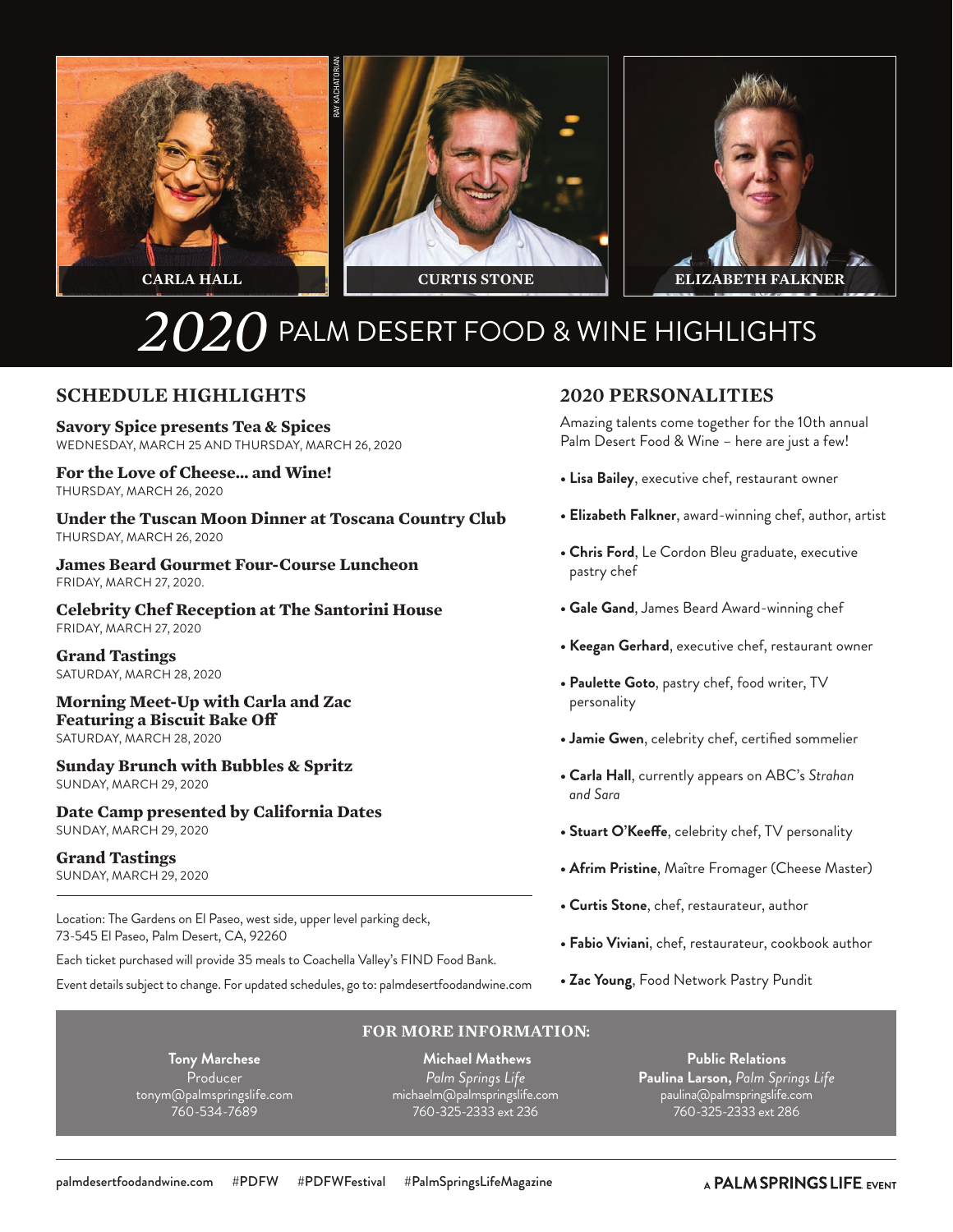CARLA HALL

RAY KACHATORIAN

CURTIS STONE

ELIZABETH FALKNER

# 2020 PALM DESERT FOOD & WINE HIGHLIGHTS

## SCHEDULE HIGHLIGHTS

**Savory Spice presents Tea & Spices**
WEDNESDAY, MARCH 25 AND THURSDAY, MARCH 26, 2020

**For the Love of Cheese... and Wine!**
THURSDAY, MARCH 26, 2020

**Under the Tuscan Moon Dinner at Toscana Country Club**
THURSDAY, MARCH 26, 2020

**James Beard Gourmet Four-Course Luncheon**
FRIDAY, MARCH 27, 2020.

**Celebrity Chef Reception at The Santorini House**
FRIDAY, MARCH 27, 2020

**Grand Tastings**
SATURDAY, MARCH 28, 2020

**Morning Meet-Up with Carla and Zac Featuring a Biscuit Bake Off**
SATURDAY, MARCH 28, 2020

**Sunday Brunch with Bubbles & Spritz**
SUNDAY, MARCH 29, 2020

**Date Camp presented by California Dates**
SUNDAY, MARCH 29, 2020

**Grand Tastings**
SUNDAY, MARCH 29, 2020

Location: The Gardens on El Paseo, west side, upper level parking deck, 73-545 El Paseo, Palm Desert, CA, 92260

Each ticket purchased will provide 35 meals to Coachella Valley's FIND Food Bank.

Event details subject to change. For updated schedules, go to: palmdesertfoodandwine.com

## 2020 PERSONALITIES

Amazing talents come together for the 10th annual Palm Desert Food & Wine – here are just a few!

- **Lisa Bailey**, executive chef, restaurant owner
- **Elizabeth Falkner**, award-winning chef, author, artist
- **Chris Ford**, Le Cordon Bleu graduate, executive pastry chef
- **Gale Gand**, James Beard Award-winning chef
- **Keegan Gerhard**, executive chef, restaurant owner
- **Paulette Goto**, pastry chef, food writer, TV personality
- **Jamie Gwen**, celebrity chef, certified sommelier
- **Carla Hall**, currently appears on ABC's *Strahan and Sara*
- **Stuart O'Keeffe**, celebrity chef, TV personality
- **Afrim Pristine**, Maître Fromager (Cheese Master)
- **Curtis Stone**, chef, restaurateur, author
- **Fabio Viviani**, chef, restaurateur, cookbook author
- **Zac Young**, Food Network Pastry Pundit

## FOR MORE INFORMATION:

**Tony Marchese**
Producer
tonym@palmspringslife.com
760-534-7689

**Michael Mathews**
*Palm Springs Life*
michaelm@palmspringslife.com
760-325-2333 ext 236

**Public Relations**
**Paulina Larson,** *Palm Springs Life*
paulina@palmspringslife.com
760-325-2333 ext 286

palmdesertfoodandwine.com #PDFW #PDFWFestival #PalmSpringsLifeMagazine

A PALM SPRINGS LIFE EVENT